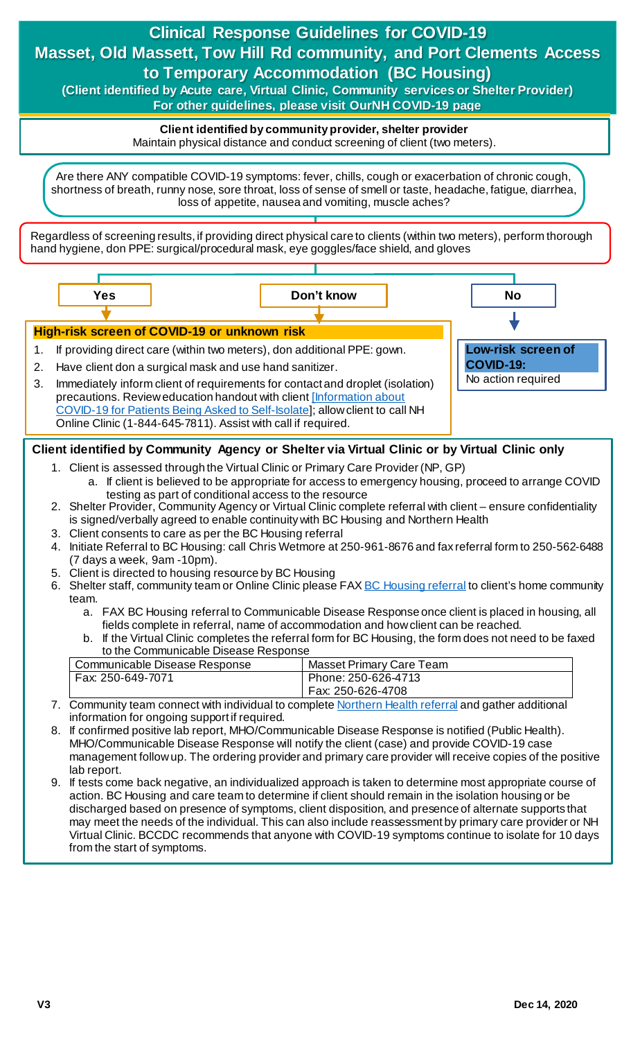# Clinical Response Guidelines for COVID-19 Masset, Old Massett, Tow Hill Rd community, and Port Clements Access to Temporary Accommodation (BC Housing)

**(Client identified by Acute care, Virtual Clinic, Community services or Shelter Provider)**

**For other guidelines, please visit OurNH COVID-19 page**

**Client identified by community provider, shelter provider**

Maintain physical distance and conduct screening of client (two meters).

Are there ANY compatible COVID-19 symptoms: fever, chills, cough or exacerbation of chronic cough, shortness of breath, runny nose, sore throat, loss of sense of smell or taste, headache, fatigue, diarrhea, loss of appetite, nausea and vomiting, muscle aches?

Regardless of screening results, if providing direct physical care to clients (within two meters), perform thorough hand hygiene, don PPE: surgical/procedural mask, eye goggles/face shield, and gloves

**Yes** / **Don't know** → 

**High-risk screen of COVID-19 or unknown risk**

1. If providing direct care (within two meters), don additional PPE: gown.
2. Have client don a surgical mask and use hand sanitizer.
3. Immediately inform client of requirements for contact and droplet (isolation) precautions. Review education handout with client [Information about COVID-19 for Patients Being Asked to Self-Isolate]; allow client to call NH Online Clinic (1-844-645-7811). Assist with call if required.

**No** →

**Low-risk screen of COVID-19:**
No action required

**Client identified by Community Agency or Shelter via Virtual Clinic or by Virtual Clinic only**

1. Client is assessed through the Virtual Clinic or Primary Care Provider (NP, GP)
   a. If client is believed to be appropriate for access to emergency housing, proceed to arrange COVID testing as part of conditional access to the resource
2. Shelter Provider, Community Agency or Virtual Clinic complete referral with client – ensure confidentiality is signed/verbally agreed to enable continuity with BC Housing and Northern Health
3. Client consents to care as per the BC Housing referral
4. Initiate Referral to BC Housing: call Chris Wetmore at 250-961-8676 and fax referral form to 250-562-6488 (7 days a week, 9am -10pm).
5. Client is directed to housing resource by BC Housing
6. Shelter staff, community team or Online Clinic please FAX BC Housing referral to client's home community team.
   a. FAX BC Housing referral to Communicable Disease Response once client is placed in housing, all fields complete in referral, name of accommodation and how client can be reached.
   b. If the Virtual Clinic completes the referral form for BC Housing, the form does not need to be faxed to the Communicable Disease Response

| Communicable Disease Response | Masset Primary Care Team |
| --- | --- |
| Fax: 250-649-7071 | Phone: 250-626-4713<br>Fax: 250-626-4708 |

7. Community team connect with individual to complete Northern Health referral and gather additional information for ongoing support if required.
8. If confirmed positive lab report, MHO/Communicable Disease Response is notified (Public Health). MHO/Communicable Disease Response will notify the client (case) and provide COVID-19 case management follow up. The ordering provider and primary care provider will receive copies of the positive lab report.
9. If tests come back negative, an individualized approach is taken to determine most appropriate course of action. BC Housing and care team to determine if client should remain in the isolation housing or be discharged based on presence of symptoms, client disposition, and presence of alternate supports that may meet the needs of the individual. This can also include reassessment by primary care provider or NH Virtual Clinic. BCCDC recommends that anyone with COVID-19 symptoms continue to isolate for 10 days from the start of symptoms.

V3 Dec 14, 2020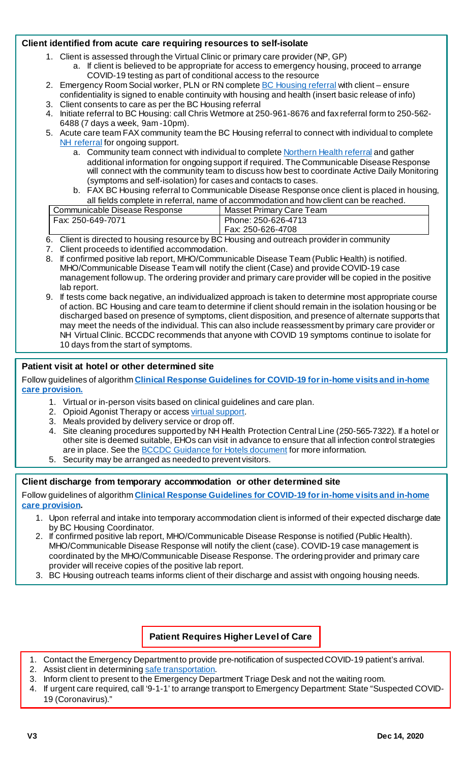### Client identified from acute care requiring resources to self-isolate

1. Client is assessed through the Virtual Clinic or primary care provider (NP, GP)
   a. If client is believed to be appropriate for access to emergency housing, proceed to arrange COVID-19 testing as part of conditional access to the resource
2. Emergency Room Social worker, PLN or RN complete BC Housing referral with client – ensure confidentiality is signed to enable continuity with housing and health (insert basic release of info)
3. Client consents to care as per the BC Housing referral
4. Initiate referral to BC Housing: call Chris Wetmore at 250-961-8676 and fax referral form to 250-562-6488 (7 days a week, 9am-10pm).
5. Acute care team FAX community team the BC Housing referral to connect with individual to complete NH referral for ongoing support.
   a. Community team connect with individual to complete Northern Health referral and gather additional information for ongoing support if required. The Communicable Disease Response will connect with the community team to discuss how best to coordinate Active Daily Monitoring (symptoms and self-isolation) for cases and contacts to cases.
   b. FAX BC Housing referral to Communicable Disease Response once client is placed in housing, all fields complete in referral, name of accommodation and how client can be reached.

| Communicable Disease Response | Masset Primary Care Team |
|---|---|
| Fax: 250-649-7071 | Phone: 250-626-4713<br>Fax: 250-626-4708 |

6. Client is directed to housing resource by BC Housing and outreach provider in community
7. Client proceeds to identified accommodation.
8. If confirmed positive lab report, MHO/Communicable Disease Team (Public Health) is notified. MHO/Communicable Disease Team will notify the client (Case) and provide COVID-19 case management follow up. The ordering provider and primary care provider will be copied in the positive lab report.
9. If tests come back negative, an individualized approach is taken to determine most appropriate course of action. BC Housing and care team to determine if client should remain in the isolation housing or be discharged based on presence of symptoms, client disposition, and presence of alternate supports that may meet the needs of the individual. This can also include reassessment by primary care provider or NH Virtual Clinic. BCCDC recommends that anyone with COVID 19 symptoms continue to isolate for 10 days from the start of symptoms.

### Patient visit at hotel or other determined site

Follow guidelines of algorithm **Clinical Response Guidelines for COVID-19 for in-home visits and in-home care provision.**

1. Virtual or in-person visits based on clinical guidelines and care plan.
2. Opioid Agonist Therapy or access virtual support.
3. Meals provided by delivery service or drop off.
4. Site cleaning procedures supported by NH Health Protection Central Line (250-565-7322). If a hotel or other site is deemed suitable, EHOs can visit in advance to ensure that all infection control strategies are in place. See the BCCDC Guidance for Hotels document for more information.
5. Security may be arranged as needed to prevent visitors.

### Client discharge from temporary accommodation or other determined site

Follow guidelines of algorithm **Clinical Response Guidelines for COVID-19 for in-home visits and in-home care provision.**

1. Upon referral and intake into temporary accommodation client is informed of their expected discharge date by BC Housing Coordinator.
2. If confirmed positive lab report, MHO/Communicable Disease Response is notified (Public Health). MHO/Communicable Disease Response will notify the client (case). COVID-19 case management is coordinated by the MHO/Communicable Disease Response. The ordering provider and primary care provider will receive copies of the positive lab report.
3. BC Housing outreach teams informs client of their discharge and assist with ongoing housing needs.

### Patient Requires Higher Level of Care

1. Contact the Emergency Department to provide pre-notification of suspected COVID-19 patient's arrival.
2. Assist client in determining safe transportation.
3. Inform client to present to the Emergency Department Triage Desk and not the waiting room.
4. If urgent care required, call '9-1-1' to arrange transport to Emergency Department: State "Suspected COVID-19 (Coronavirus)."

**V3** **Dec 14, 2020**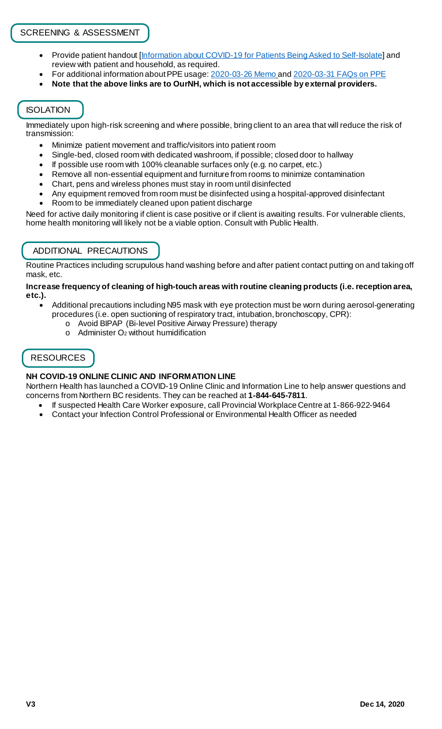## SCREENING & ASSESSMENT

- Provide patient handout [Information about COVID-19 for Patients Being Asked to Self-Isolate] and review with patient and household, as required.
- For additional information about PPE usage: 2020-03-26 Memo and 2020-03-31 FAQs on PPE
- **Note that the above links are to OurNH, which is not accessible by external providers.**

## ISOLATION

Immediately upon high-risk screening and where possible, bring client to an area that will reduce the risk of transmission:

- Minimize patient movement and traffic/visitors into patient room
- Single-bed, closed room with dedicated washroom, if possible; closed door to hallway
- If possible use room with 100% cleanable surfaces only (e.g. no carpet, etc.)
- Remove all non-essential equipment and furniture from rooms to minimize contamination
- Chart, pens and wireless phones must stay in room until disinfected
- Any equipment removed from room must be disinfected using a hospital-approved disinfectant
- Room to be immediately cleaned upon patient discharge

Need for active daily monitoring if client is case positive or if client is awaiting results. For vulnerable clients, home health monitoring will likely not be a viable option. Consult with Public Health.

## ADDITIONAL PRECAUTIONS

Routine Practices including scrupulous hand washing before and after patient contact putting on and taking off mask, etc.

**Increase frequency of cleaning of high-touch areas with routine cleaning products (i.e. reception area, etc.).**

- Additional precautions including N95 mask with eye protection must be worn during aerosol-generating procedures (i.e. open suctioning of respiratory tract, intubation, bronchoscopy, CPR):
  - Avoid BIPAP (Bi-level Positive Airway Pressure) therapy
  - Administer $O_2$ without humidification

## RESOURCES

**NH COVID-19 ONLINE CLINIC AND INFORMATION LINE**

Northern Health has launched a COVID-19 Online Clinic and Information Line to help answer questions and concerns from Northern BC residents. They can be reached at **1-844-645-7811**.

- If suspected Health Care Worker exposure, call Provincial Workplace Centre at 1-866-922-9464
- Contact your Infection Control Professional or Environmental Health Officer as needed

**V3** **Dec 14, 2020**